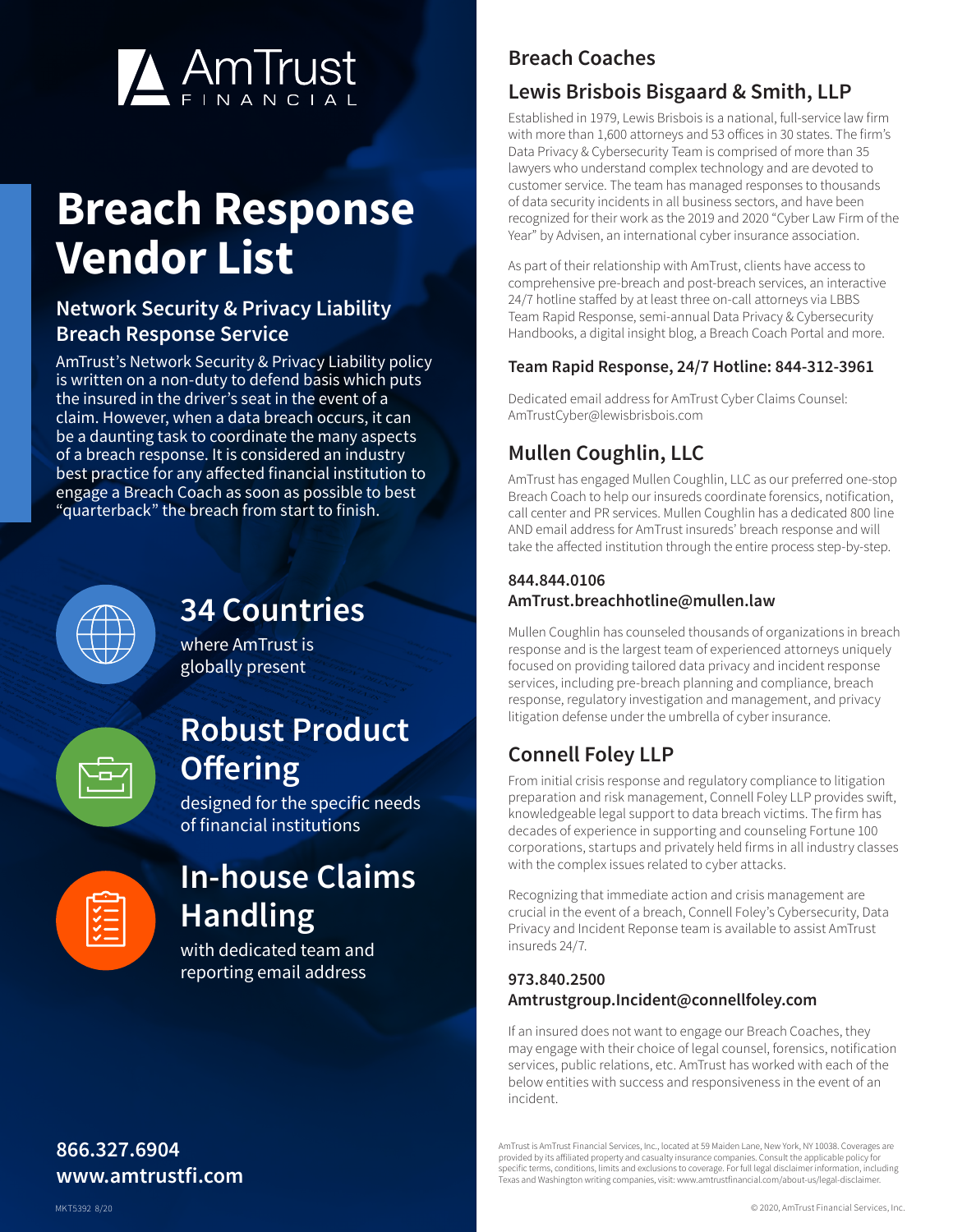AmTrust FINANCIAL

# Breach Response Vendor List

### Network Security & Privacy Liability Breach Response Service

AmTrust's Network Security & Privacy Liability policy is written on a non-duty to defend basis which puts the insured in the driver's seat in the event of a claim. However, when a data breach occurs, it can be a daunting task to coordinate the many aspects of a breach response. It is considered an industry best practice for any affected financial institution to engage a Breach Coach as soon as possible to best "quarterback" the breach from start to finish.

## 34 Countries

where AmTrust is globally present

## Robust Product Offering

designed for the specific needs of financial institutions

## In-house Claims Handling

with dedicated team and reporting email address

**866.327.6904**
**www.amtrustfi.com**

## Breach Coaches

## Lewis Brisbois Bisgaard & Smith, LLP

Established in 1979, Lewis Brisbois is a national, full-service law firm with more than 1,600 attorneys and 53 offices in 30 states. The firm's Data Privacy & Cybersecurity Team is comprised of more than 35 lawyers who understand complex technology and are devoted to customer service. The team has managed responses to thousands of data security incidents in all business sectors, and have been recognized for their work as the 2019 and 2020 "Cyber Law Firm of the Year" by Advisen, an international cyber insurance association.

As part of their relationship with AmTrust, clients have access to comprehensive pre-breach and post-breach services, an interactive 24/7 hotline staffed by at least three on-call attorneys via LBBS Team Rapid Response, semi-annual Data Privacy & Cybersecurity Handbooks, a digital insight blog, a Breach Coach Portal and more.

**Team Rapid Response, 24/7 Hotline: 844-312-3961**

Dedicated email address for AmTrust Cyber Claims Counsel: AmTrustCyber@lewisbrisbois.com

## Mullen Coughlin, LLC

AmTrust has engaged Mullen Coughlin, LLC as our preferred one-stop Breach Coach to help our insureds coordinate forensics, notification, call center and PR services. Mullen Coughlin has a dedicated 800 line AND email address for AmTrust insureds' breach response and will take the affected institution through the entire process step-by-step.

**844.844.0106**
**AmTrust.breachhotline@mullen.law**

Mullen Coughlin has counseled thousands of organizations in breach response and is the largest team of experienced attorneys uniquely focused on providing tailored data privacy and incident response services, including pre-breach planning and compliance, breach response, regulatory investigation and management, and privacy litigation defense under the umbrella of cyber insurance.

## Connell Foley LLP

From initial crisis response and regulatory compliance to litigation preparation and risk management, Connell Foley LLP provides swift, knowledgeable legal support to data breach victims. The firm has decades of experience in supporting and counseling Fortune 100 corporations, startups and privately held firms in all industry classes with the complex issues related to cyber attacks.

Recognizing that immediate action and crisis management are crucial in the event of a breach, Connell Foley's Cybersecurity, Data Privacy and Incident Reponse team is available to assist AmTrust insureds 24/7.

**973.840.2500**
**Amtrustgroup.Incident@connellfoley.com**

If an insured does not want to engage our Breach Coaches, they may engage with their choice of legal counsel, forensics, notification services, public relations, etc. AmTrust has worked with each of the below entities with success and responsiveness in the event of an incident.

AmTrust is AmTrust Financial Services, Inc., located at 59 Maiden Lane, New York, NY 10038. Coverages are provided by its affiliated property and casualty insurance companies. Consult the applicable policy for specific terms, conditions, limits and exclusions to coverage. For full legal disclaimer information, including Texas and Washington writing companies, visit: www.amtrustfinancial.com/about-us/legal-disclaimer.

MKT5392 8/20

© 2020, AmTrust Financial Services, Inc.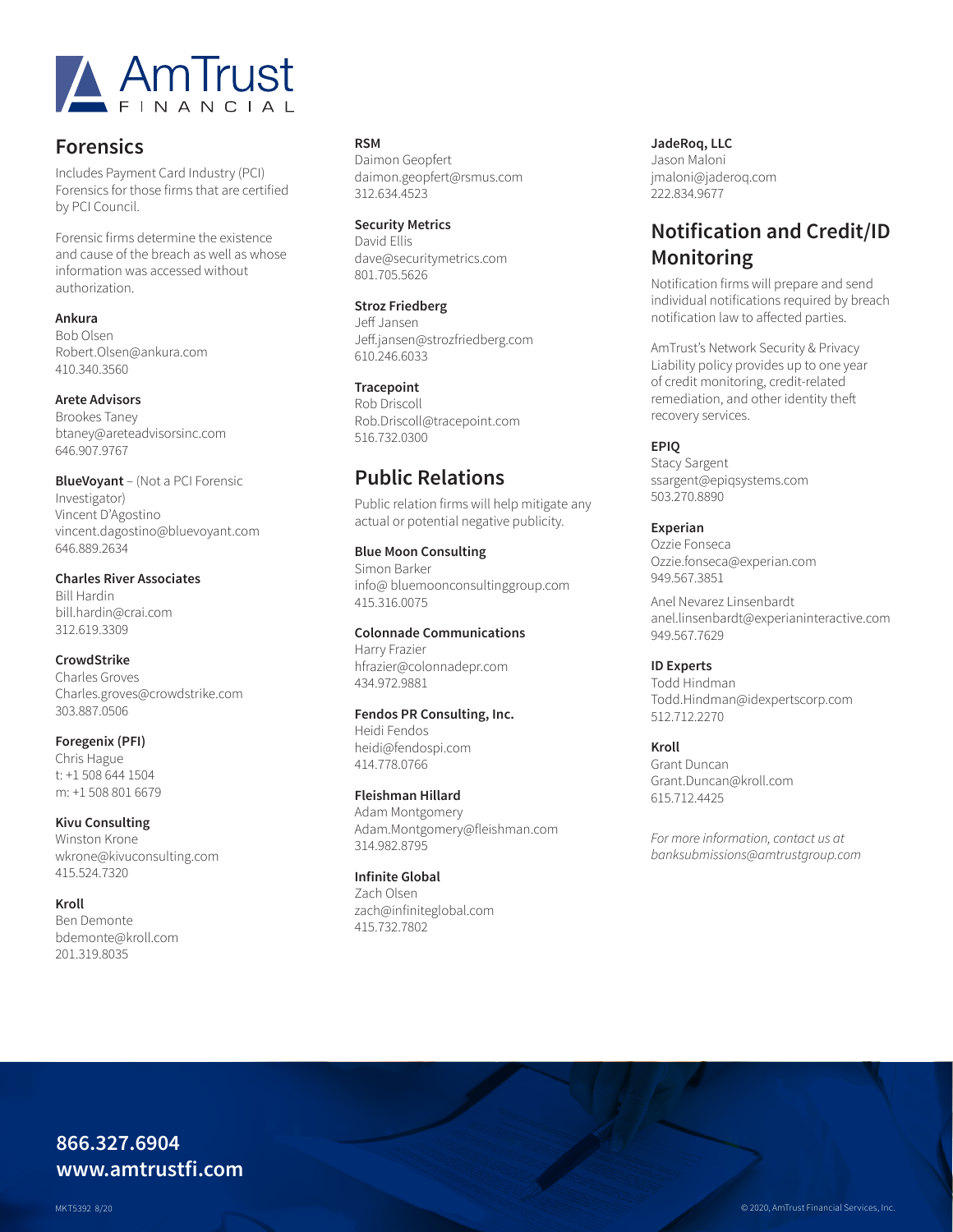AmTrust FINANCIAL

## Forensics

Includes Payment Card Industry (PCI) Forensics for those firms that are certified by PCI Council.

Forensic firms determine the existence and cause of the breach as well as whose information was accessed without authorization.

**Ankura**
Bob Olsen
Robert.Olsen@ankura.com
410.340.3560

**Arete Advisors**
Brookes Taney
btaney@areteadvisorsinc.com
646.907.9767

**BlueVoyant** – (Not a PCI Forensic Investigator)
Vincent D'Agostino
vincent.dagostino@bluevoyant.com
646.889.2634

**Charles River Associates**
Bill Hardin
bill.hardin@crai.com
312.619.3309

**CrowdStrike**
Charles Groves
Charles.groves@crowdstrike.com
303.887.0506

**Foregenix (PFI)**
Chris Hague
t: +1 508 644 1504
m: +1 508 801 6679

**Kivu Consulting**
Winston Krone
wkrone@kivuconsulting.com
415.524.7320

**Kroll**
Ben Demonte
bdemonte@kroll.com
201.319.8035

**RSM**
Daimon Geopfert
daimon.geopfert@rsmus.com
312.634.4523

**Security Metrics**
David Ellis
dave@securitymetrics.com
801.705.5626

**Stroz Friedberg**
Jeff Jansen
Jeff.jansen@strozfriedberg.com
610.246.6033

**Tracepoint**
Rob Driscoll
Rob.Driscoll@tracepoint.com
516.732.0300

## Public Relations

Public relation firms will help mitigate any actual or potential negative publicity.

**Blue Moon Consulting**
Simon Barker
info@ bluemoonconsultinggroup.com
415.316.0075

**Colonnade Communications**
Harry Frazier
hfrazier@colonnadepr.com
434.972.9881

**Fendos PR Consulting, Inc.**
Heidi Fendos
heidi@fendospi.com
414.778.0766

**Fleishman Hillard**
Adam Montgomery
Adam.Montgomery@fleishman.com
314.982.8795

**Infinite Global**
Zach Olsen
zach@infiniteglobal.com
415.732.7802

**JadeRoq, LLC**
Jason Maloni
jmaloni@jaderoq.com
222.834.9677

## Notification and Credit/ID Monitoring

Notification firms will prepare and send individual notifications required by breach notification law to affected parties.

AmTrust's Network Security & Privacy Liability policy provides up to one year of credit monitoring, credit-related remediation, and other identity theft recovery services.

**EPIQ**
Stacy Sargent
ssargent@epiqsystems.com
503.270.8890

**Experian**
Ozzie Fonseca
Ozzie.fonseca@experian.com
949.567.3851

Anel Nevarez Linsenbardt
anel.linsenbardt@experianinteractive.com
949.567.7629

**ID Experts**
Todd Hindman
Todd.Hindman@idexpertscorp.com
512.712.2270

**Kroll**
Grant Duncan
Grant.Duncan@kroll.com
615.712.4425

*For more information, contact us at banksubmissions@amtrustgroup.com*

**866.327.6904**
**www.amtrustfi.com**

MKT5392 8/20

© 2020, AmTrust Financial Services, Inc.